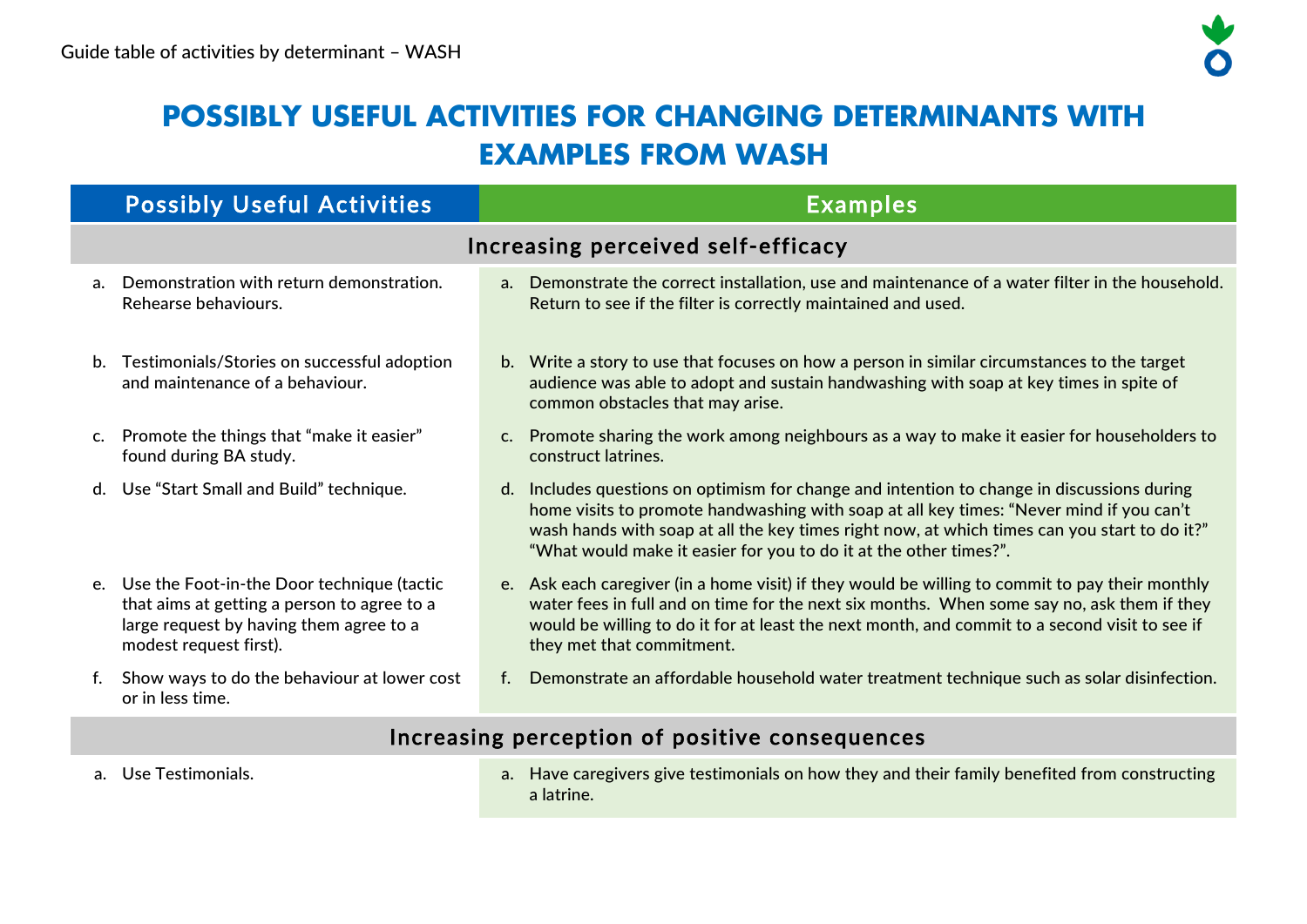Guide table of activities by determinant – WASH

# POSSIBLY USEFUL ACTIVITIES FOR CHANGING DETERMINANTS WITH EXAMPLES FROM WASH

| Possibly Useful Activities | Examples |
|---|---|
| **Increasing perceived self-efficacy** | |
| a. Demonstration with return demonstration. Rehearse behaviours. | a. Demonstrate the correct installation, use and maintenance of a water filter in the household. Return to see if the filter is correctly maintained and used. |
| b. Testimonials/Stories on successful adoption and maintenance of a behaviour. | b. Write a story to use that focuses on how a person in similar circumstances to the target audience was able to adopt and sustain handwashing with soap at key times in spite of common obstacles that may arise. |
| c. Promote the things that "make it easier" found during BA study. | c. Promote sharing the work among neighbours as a way to make it easier for householders to construct latrines. |
| d. Use "Start Small and Build" technique. | d. Includes questions on optimism for change and intention to change in discussions during home visits to promote handwashing with soap at all key times: "Never mind if you can't wash hands with soap at all the key times right now, at which times can you start to do it?" "What would make it easier for you to do it at the other times?". |
| e. Use the Foot-in-the Door technique (tactic that aims at getting a person to agree to a large request by having them agree to a modest request first). | e. Ask each caregiver (in a home visit) if they would be willing to commit to pay their monthly water fees in full and on time for the next six months. When some say no, ask them if they would be willing to do it for at least the next month, and commit to a second visit to see if they met that commitment. |
| f. Show ways to do the behaviour at lower cost or in less time. | f. Demonstrate an affordable household water treatment technique such as solar disinfection. |
| **Increasing perception of positive consequences** | |
| a. Use Testimonials. | a. Have caregivers give testimonials on how they and their family benefited from constructing a latrine. |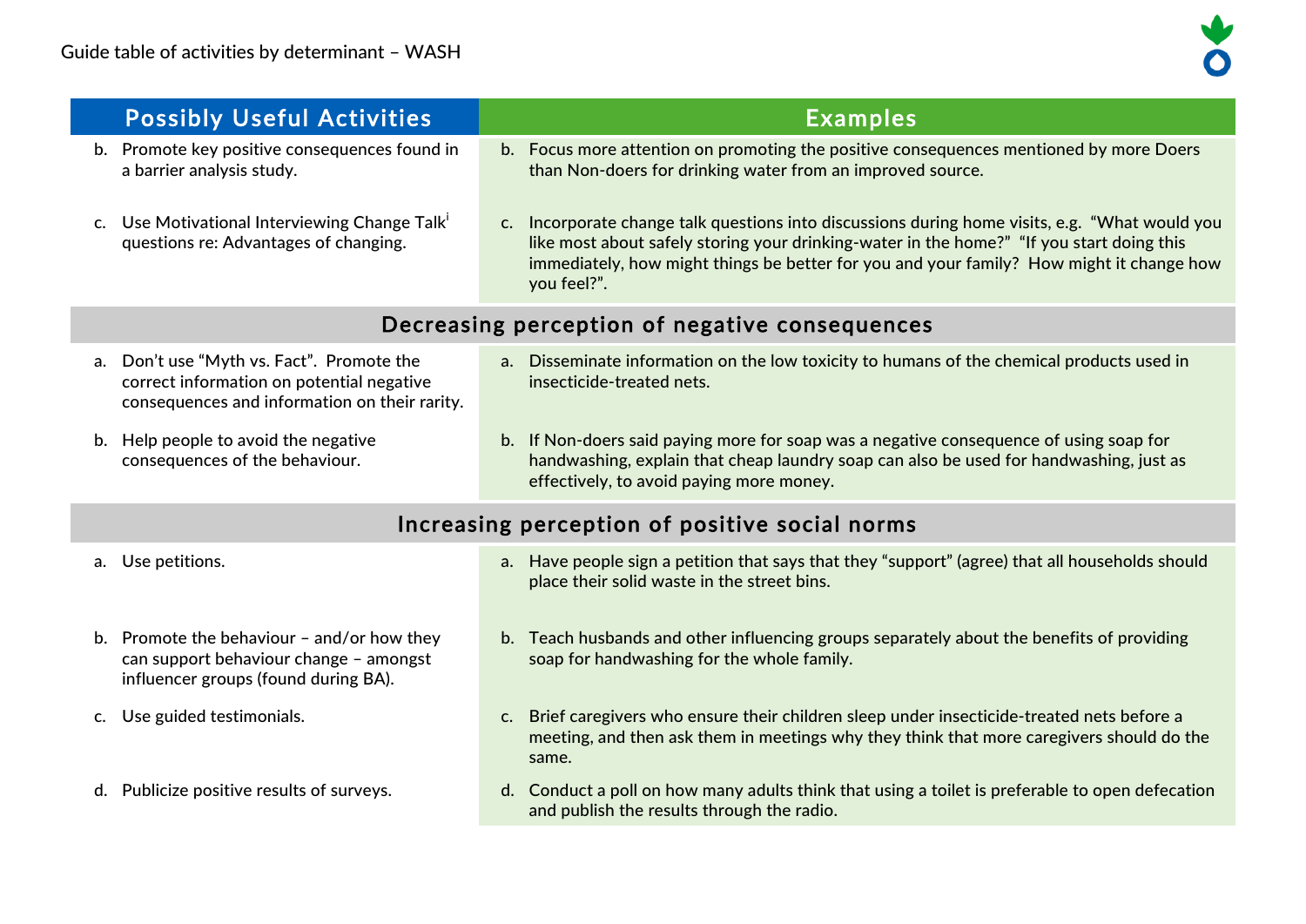Guide table of activities by determinant – WASH

| Possibly Useful Activities | Examples |
|---|---|
| b. Promote key positive consequences found in a barrier analysis study. | b. Focus more attention on promoting the positive consequences mentioned by more Doers than Non-doers for drinking water from an improved source. |
| c. Use Motivational Interviewing Change Talk[i] questions re: Advantages of changing. | c. Incorporate change talk questions into discussions during home visits, e.g. "What would you like most about safely storing your drinking-water in the home?" "If you start doing this immediately, how might things be better for you and your family? How might it change how you feel?". |
| **Decreasing perception of negative consequences** | |
| a. Don't use "Myth vs. Fact". Promote the correct information on potential negative consequences and information on their rarity. | a. Disseminate information on the low toxicity to humans of the chemical products used in insecticide-treated nets. |
| b. Help people to avoid the negative consequences of the behaviour. | b. If Non-doers said paying more for soap was a negative consequence of using soap for handwashing, explain that cheap laundry soap can also be used for handwashing, just as effectively, to avoid paying more money. |
| **Increasing perception of positive social norms** | |
| a. Use petitions. | a. Have people sign a petition that says that they "support" (agree) that all households should place their solid waste in the street bins. |
| b. Promote the behaviour – and/or how they can support behaviour change – amongst influencer groups (found during BA). | b. Teach husbands and other influencing groups separately about the benefits of providing soap for handwashing for the whole family. |
| c. Use guided testimonials. | c. Brief caregivers who ensure their children sleep under insecticide-treated nets before a meeting, and then ask them in meetings why they think that more caregivers should do the same. |
| d. Publicize positive results of surveys. | d. Conduct a poll on how many adults think that using a toilet is preferable to open defecation and publish the results through the radio. |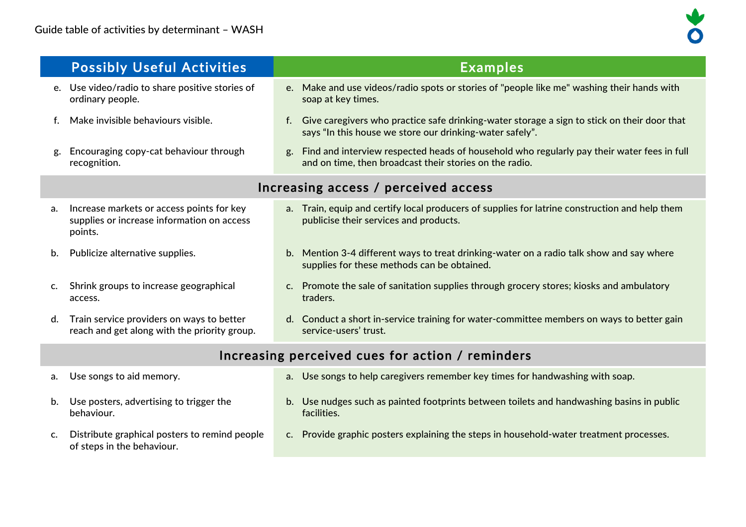Guide table of activities by determinant – WASH

| Possibly Useful Activities | Examples |
|---|---|
| e. Use video/radio to share positive stories of ordinary people. | e. Make and use videos/radio spots or stories of "people like me" washing their hands with soap at key times. |
| f. Make invisible behaviours visible. | f. Give caregivers who practice safe drinking-water storage a sign to stick on their door that says “In this house we store our drinking-water safely”. |
| g. Encouraging copy-cat behaviour through recognition. | g. Find and interview respected heads of household who regularly pay their water fees in full and on time, then broadcast their stories on the radio. |
| **Increasing access / perceived access** | |
| a. Increase markets or access points for key supplies or increase information on access points. | a. Train, equip and certify local producers of supplies for latrine construction and help them publicise their services and products. |
| b. Publicize alternative supplies. | b. Mention 3-4 different ways to treat drinking-water on a radio talk show and say where supplies for these methods can be obtained. |
| c. Shrink groups to increase geographical access. | c. Promote the sale of sanitation supplies through grocery stores; kiosks and ambulatory traders. |
| d. Train service providers on ways to better reach and get along with the priority group. | d. Conduct a short in-service training for water-committee members on ways to better gain service-users’ trust. |
| **Increasing perceived cues for action / reminders** | |
| a. Use songs to aid memory. | a. Use songs to help caregivers remember key times for handwashing with soap. |
| b. Use posters, advertising to trigger the behaviour. | b. Use nudges such as painted footprints between toilets and handwashing basins in public facilities. |
| c. Distribute graphical posters to remind people of steps in the behaviour. | c. Provide graphic posters explaining the steps in household-water treatment processes. |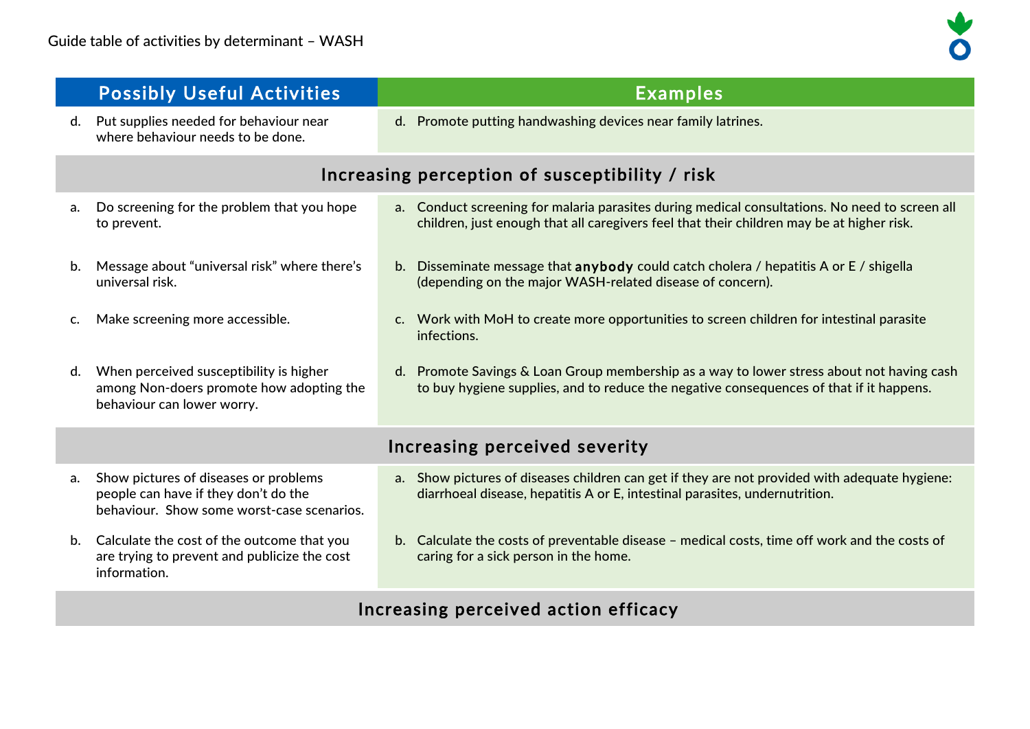Guide table of activities by determinant – WASH

| Possibly Useful Activities | Examples |
|---|---|
| d. Put supplies needed for behaviour near where behaviour needs to be done. | d. Promote putting handwashing devices near family latrines. |
| **Increasing perception of susceptibility / risk** | |
| a. Do screening for the problem that you hope to prevent. | a. Conduct screening for malaria parasites during medical consultations. No need to screen all children, just enough that all caregivers feel that their children may be at higher risk. |
| b. Message about "universal risk" where there's universal risk. | b. Disseminate message that **anybody** could catch cholera / hepatitis A or E / shigella (depending on the major WASH-related disease of concern). |
| c. Make screening more accessible. | c. Work with MoH to create more opportunities to screen children for intestinal parasite infections. |
| d. When perceived susceptibility is higher among Non-doers promote how adopting the behaviour can lower worry. | d. Promote Savings & Loan Group membership as a way to lower stress about not having cash to buy hygiene supplies, and to reduce the negative consequences of that if it happens. |
| **Increasing perceived severity** | |
| a. Show pictures of diseases or problems people can have if they don't do the behaviour. Show some worst-case scenarios. | a. Show pictures of diseases children can get if they are not provided with adequate hygiene: diarrhoeal disease, hepatitis A or E, intestinal parasites, undernutrition. |
| b. Calculate the cost of the outcome that you are trying to prevent and publicize the cost information. | b. Calculate the costs of preventable disease – medical costs, time off work and the costs of caring for a sick person in the home. |
| **Increasing perceived action efficacy** | |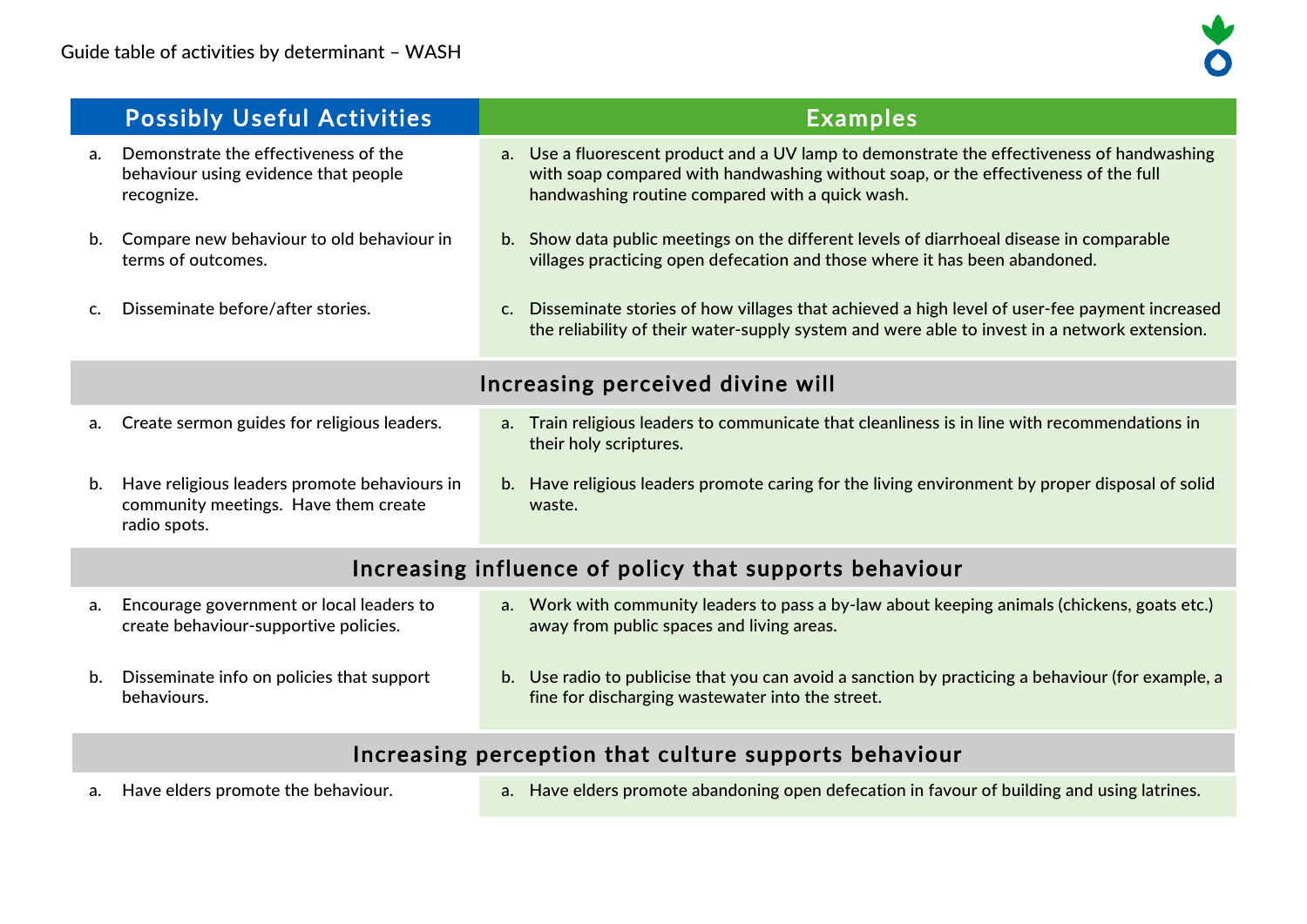Guide table of activities by determinant – WASH

| Possibly Useful Activities | Examples |
|---|---|
| a. Demonstrate the effectiveness of the behaviour using evidence that people recognize. | a. Use a fluorescent product and a UV lamp to demonstrate the effectiveness of handwashing with soap compared with handwashing without soap, or the effectiveness of the full handwashing routine compared with a quick wash. |
| b. Compare new behaviour to old behaviour in terms of outcomes. | b. Show data public meetings on the different levels of diarrhoeal disease in comparable villages practicing open defecation and those where it has been abandoned. |
| c. Disseminate before/after stories. | c. Disseminate stories of how villages that achieved a high level of user-fee payment increased the reliability of their water-supply system and were able to invest in a network extension. |
| **Increasing perceived divine will** | |
| a. Create sermon guides for religious leaders. | a. Train religious leaders to communicate that cleanliness is in line with recommendations in their holy scriptures. |
| b. Have religious leaders promote behaviours in community meetings. Have them create radio spots. | b. Have religious leaders promote caring for the living environment by proper disposal of solid waste. |
| **Increasing influence of policy that supports behaviour** | |
| a. Encourage government or local leaders to create behaviour-supportive policies. | a. Work with community leaders to pass a by-law about keeping animals (chickens, goats etc.) away from public spaces and living areas. |
| b. Disseminate info on policies that support behaviours. | b. Use radio to publicise that you can avoid a sanction by practicing a behaviour (for example, a fine for discharging wastewater into the street. |
| **Increasing perception that culture supports behaviour** | |
| a. Have elders promote the behaviour. | a. Have elders promote abandoning open defecation in favour of building and using latrines. |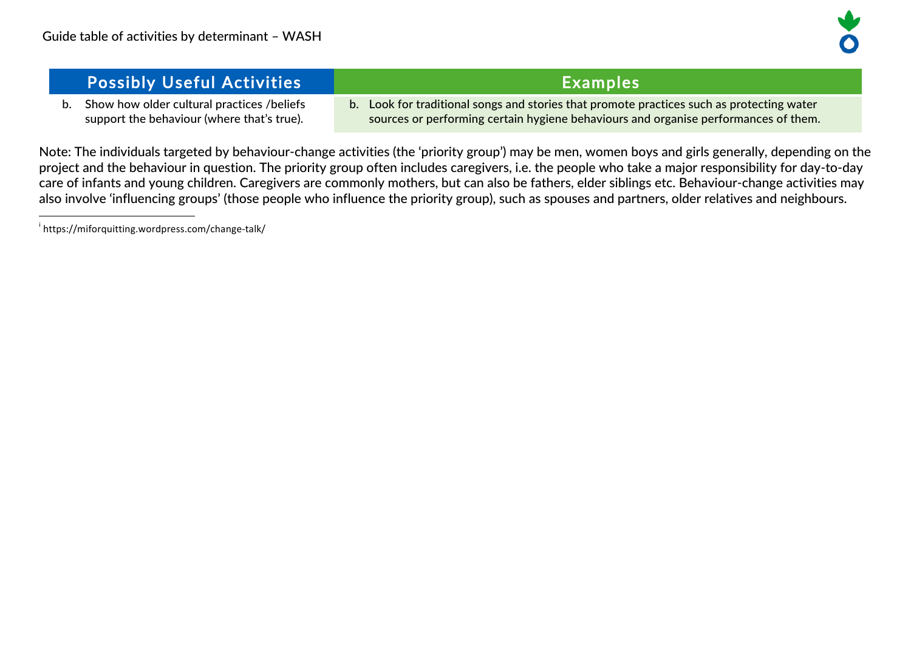| Possibly Useful Activities | Examples |
|---|---|
| b. Show how older cultural practices /beliefs support the behaviour (where that's true). | b. Look for traditional songs and stories that promote practices such as protecting water sources or performing certain hygiene behaviours and organise performances of them. |

Note: The individuals targeted by behaviour-change activities (the 'priority group') may be men, women boys and girls generally, depending on the project and the behaviour in question. The priority group often includes caregivers, i.e. the people who take a major responsibility for day-to-day care of infants and young children. Caregivers are commonly mothers, but can also be fathers, elder siblings etc. Behaviour-change activities may also involve 'influencing groups' (those people who influence the priority group), such as spouses and partners, older relatives and neighbours.

---

[i] https://miforquitting.wordpress.com/change-talk/